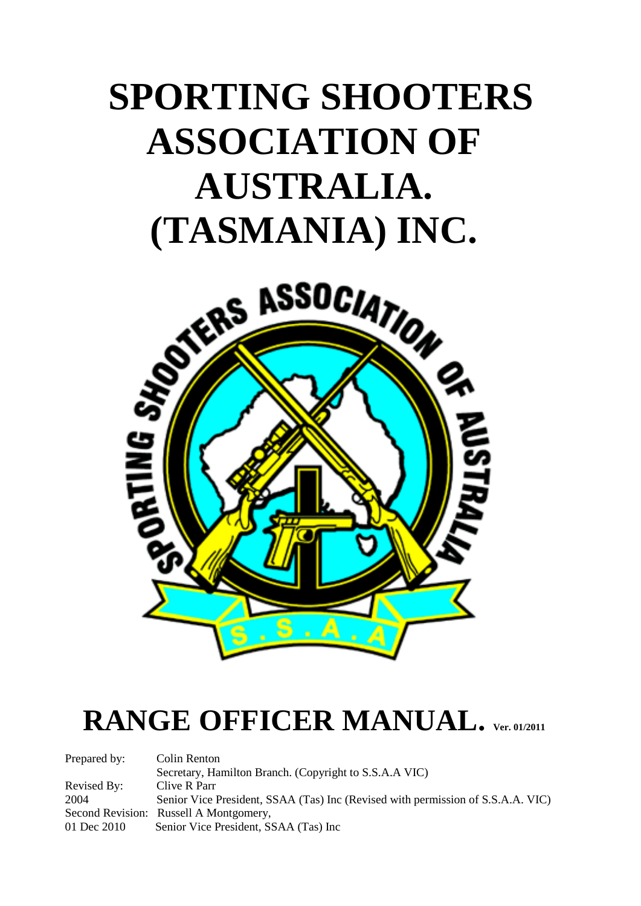# SPORTING SHOOTERS ASSOCIATION OF AUSTRALIA. (TASMANIA) INC.

# RANGE OFFICER MANUAL. Ver. 01/2011

| | |
|---|---|
| Prepared by: | Colin Renton |
| | Secretary, Hamilton Branch. (Copyright to S.S.A.A VIC) |
| Revised By: | Clive R Parr |
| 2004 | Senior Vice President, SSAA (Tas) Inc (Revised with permission of S.S.A.A. VIC) |
| Second Revision: | Russell A Montgomery, |
| 01 Dec 2010 | Senior Vice President, SSAA (Tas) Inc |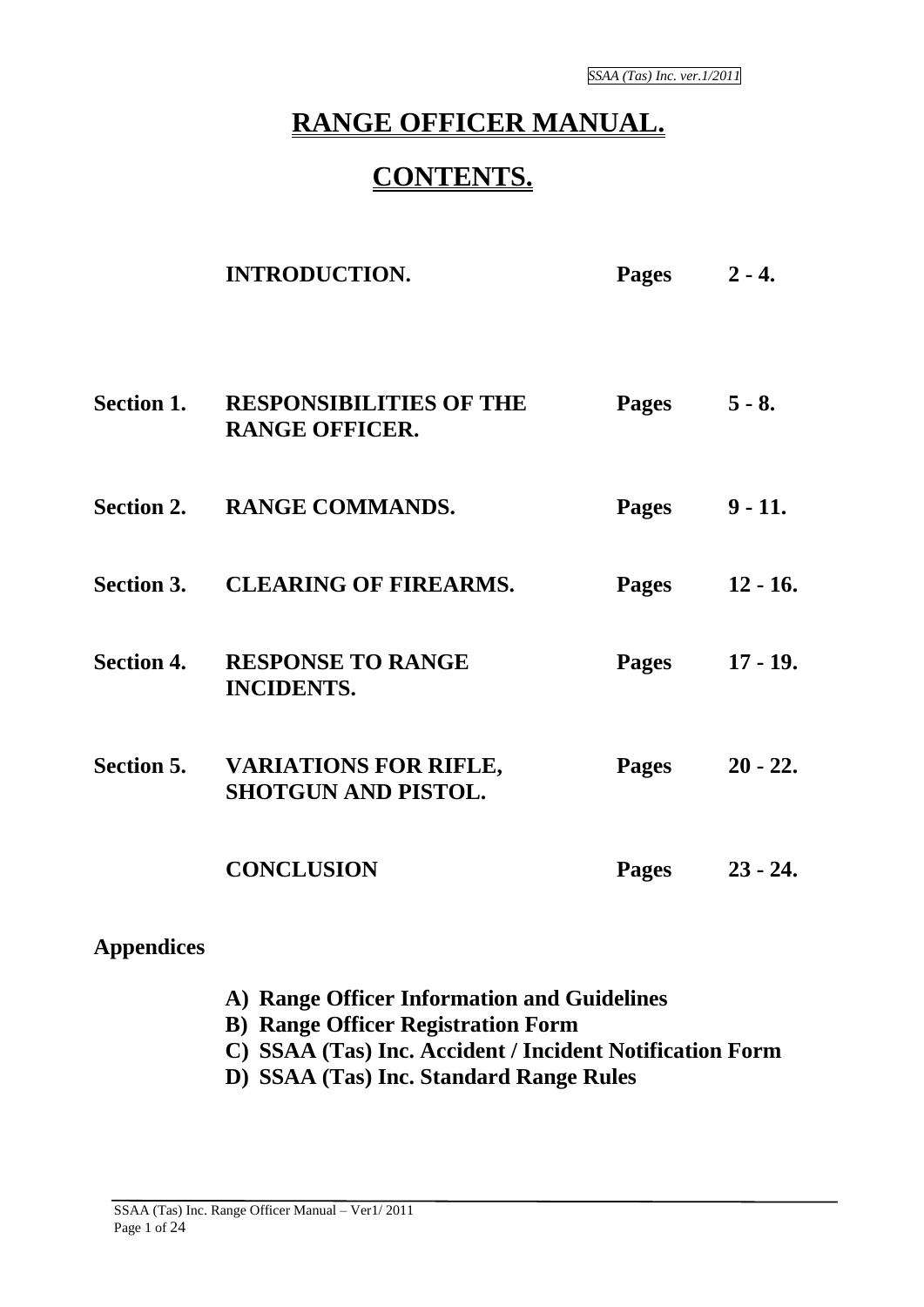# RANGE OFFICER MANUAL.

# CONTENTS.

| | | | |
|---|---|---|---|
| | **INTRODUCTION.** | **Pages** | **2 - 4.** |
| **Section 1.** | **RESPONSIBILITIES OF THE RANGE OFFICER.** | **Pages** | **5 - 8.** |
| **Section 2.** | **RANGE COMMANDS.** | **Pages** | **9 - 11.** |
| **Section 3.** | **CLEARING OF FIREARMS.** | **Pages** | **12 - 16.** |
| **Section 4.** | **RESPONSE TO RANGE INCIDENTS.** | **Pages** | **17 - 19.** |
| **Section 5.** | **VARIATIONS FOR RIFLE, SHOTGUN AND PISTOL.** | **Pages** | **20 - 22.** |
| | **CONCLUSION** | **Pages** | **23 - 24.** |

## Appendices

- **A) Range Officer Information and Guidelines**
- **B) Range Officer Registration Form**
- **C) SSAA (Tas) Inc. Accident / Incident Notification Form**
- **D) SSAA (Tas) Inc. Standard Range Rules**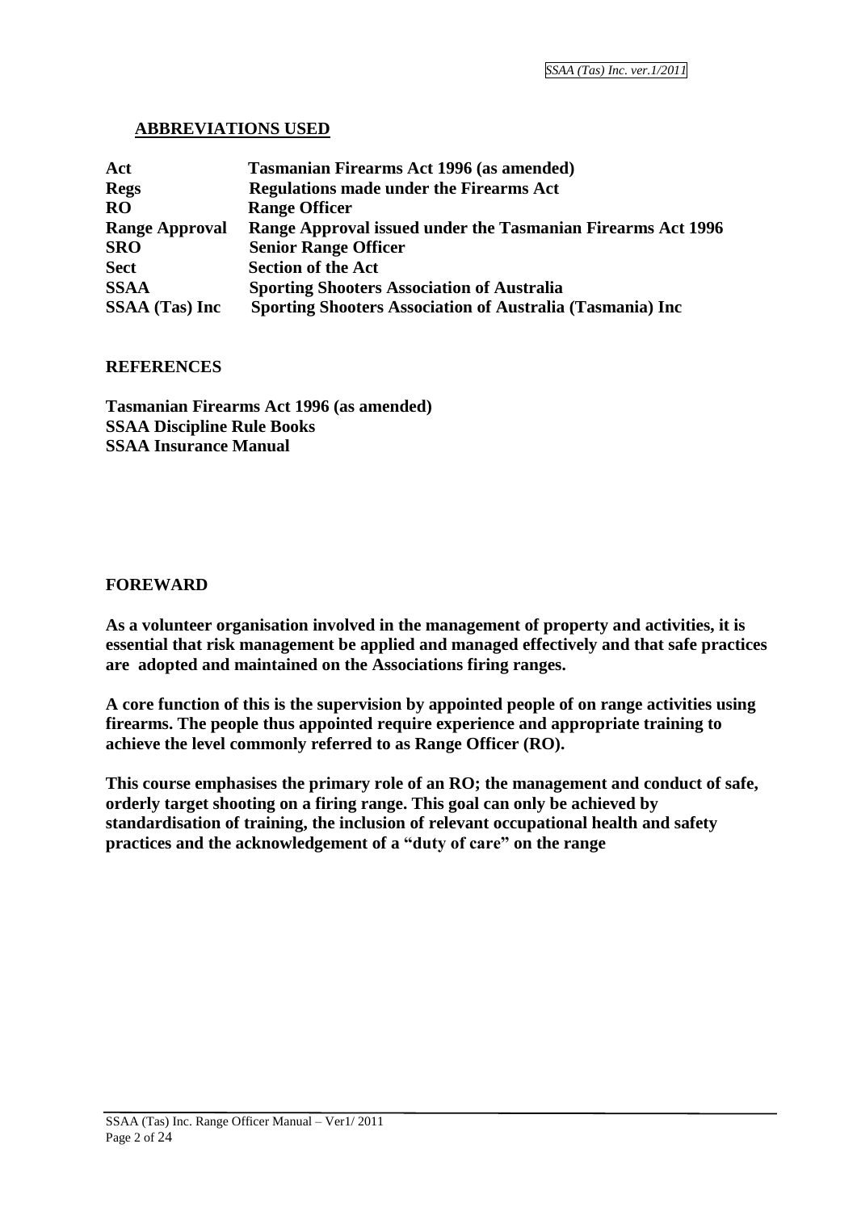## ABBREVIATIONS USED

| | |
|---|---|
| **Act** | **Tasmanian Firearms Act 1996 (as amended)** |
| **Regs** | **Regulations made under the Firearms Act** |
| **RO** | **Range Officer** |
| **Range Approval** | **Range Approval issued under the Tasmanian Firearms Act 1996** |
| **SRO** | **Senior Range Officer** |
| **Sect** | **Section of the Act** |
| **SSAA** | **Sporting Shooters Association of Australia** |
| **SSAA (Tas) Inc** | **Sporting Shooters Association of Australia (Tasmania) Inc** |

## REFERENCES

**Tasmanian Firearms Act 1996 (as amended)**
**SSAA Discipline Rule Books**
**SSAA Insurance Manual**

## FOREWARD

**As a volunteer organisation involved in the management of property and activities, it is essential that risk management be applied and managed effectively and that safe practices are adopted and maintained on the Associations firing ranges.**

**A core function of this is the supervision by appointed people of on range activities using firearms. The people thus appointed require experience and appropriate training to achieve the level commonly referred to as Range Officer (RO).**

**This course emphasises the primary role of an RO; the management and conduct of safe, orderly target shooting on a firing range. This goal can only be achieved by standardisation of training, the inclusion of relevant occupational health and safety practices and the acknowledgement of a "duty of care" on the range**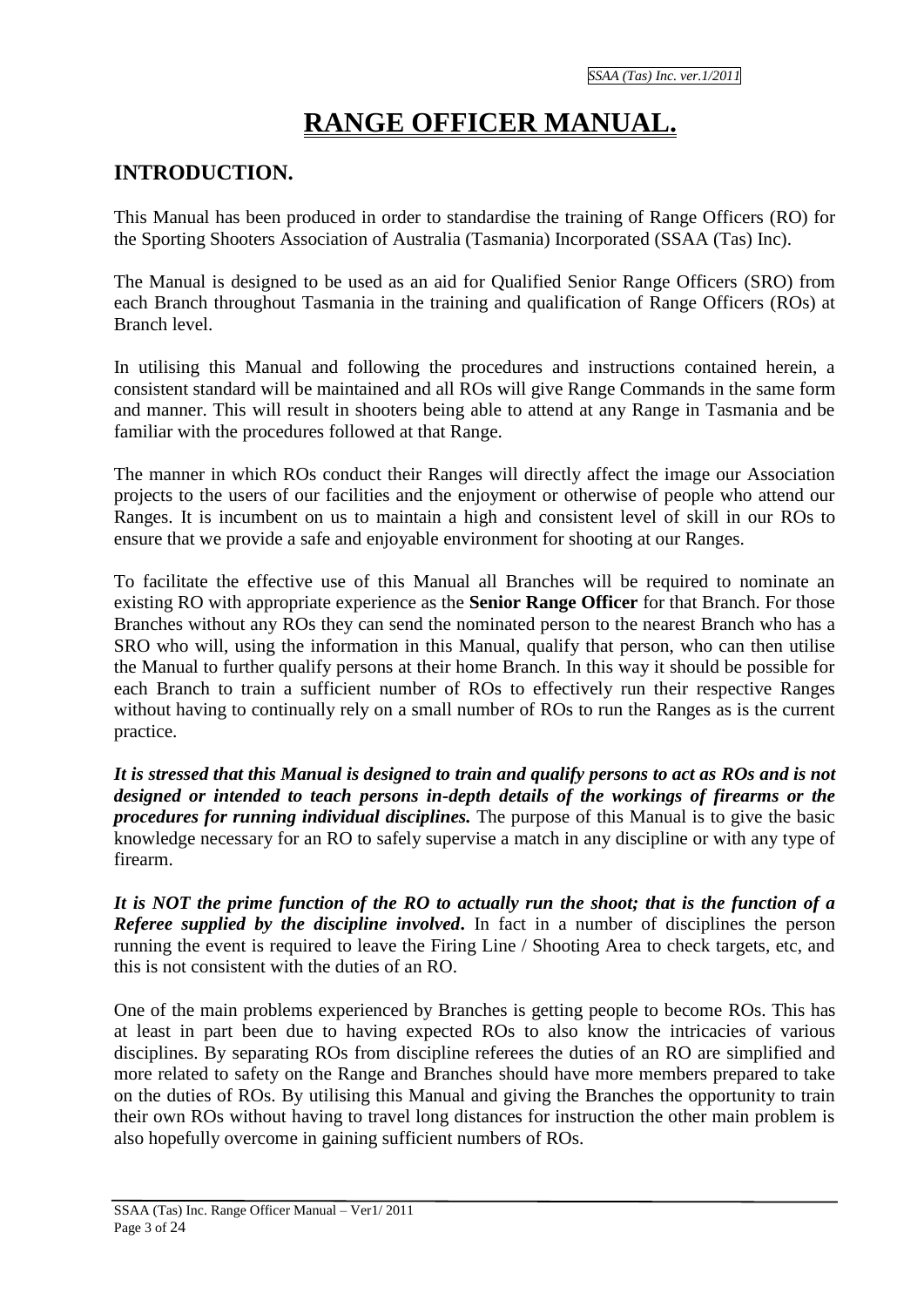# RANGE OFFICER MANUAL.

## INTRODUCTION.

This Manual has been produced in order to standardise the training of Range Officers (RO) for the Sporting Shooters Association of Australia (Tasmania) Incorporated (SSAA (Tas) Inc).

The Manual is designed to be used as an aid for Qualified Senior Range Officers (SRO) from each Branch throughout Tasmania in the training and qualification of Range Officers (ROs) at Branch level.

In utilising this Manual and following the procedures and instructions contained herein, a consistent standard will be maintained and all ROs will give Range Commands in the same form and manner. This will result in shooters being able to attend at any Range in Tasmania and be familiar with the procedures followed at that Range.

The manner in which ROs conduct their Ranges will directly affect the image our Association projects to the users of our facilities and the enjoyment or otherwise of people who attend our Ranges. It is incumbent on us to maintain a high and consistent level of skill in our ROs to ensure that we provide a safe and enjoyable environment for shooting at our Ranges.

To facilitate the effective use of this Manual all Branches will be required to nominate an existing RO with appropriate experience as the **Senior Range Officer** for that Branch. For those Branches without any ROs they can send the nominated person to the nearest Branch who has a SRO who will, using the information in this Manual, qualify that person, who can then utilise the Manual to further qualify persons at their home Branch. In this way it should be possible for each Branch to train a sufficient number of ROs to effectively run their respective Ranges without having to continually rely on a small number of ROs to run the Ranges as is the current practice.

***It is stressed that this Manual is designed to train and qualify persons to act as ROs and is not designed or intended to teach persons in-depth details of the workings of firearms or the procedures for running individual disciplines.*** The purpose of this Manual is to give the basic knowledge necessary for an RO to safely supervise a match in any discipline or with any type of firearm.

***It is NOT the prime function of the RO to actually run the shoot; that is the function of a Referee supplied by the discipline involved*****.** In fact in a number of disciplines the person running the event is required to leave the Firing Line / Shooting Area to check targets, etc, and this is not consistent with the duties of an RO.

One of the main problems experienced by Branches is getting people to become ROs. This has at least in part been due to having expected ROs to also know the intricacies of various disciplines. By separating ROs from discipline referees the duties of an RO are simplified and more related to safety on the Range and Branches should have more members prepared to take on the duties of ROs. By utilising this Manual and giving the Branches the opportunity to train their own ROs without having to travel long distances for instruction the other main problem is also hopefully overcome in gaining sufficient numbers of ROs.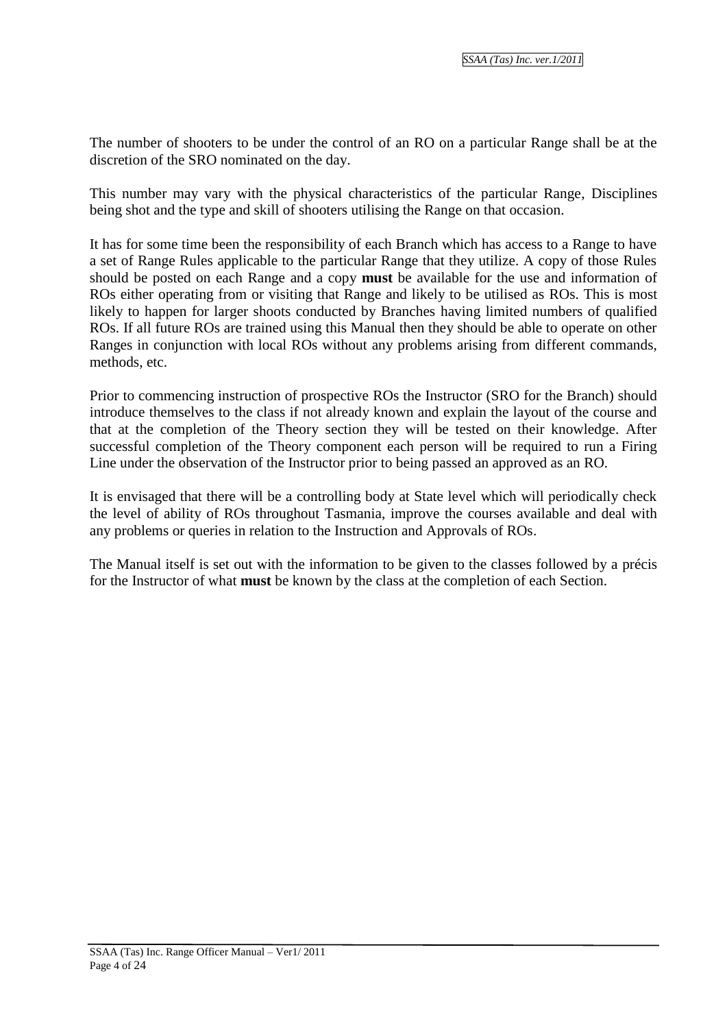The number of shooters to be under the control of an RO on a particular Range shall be at the discretion of the SRO nominated on the day.

This number may vary with the physical characteristics of the particular Range, Disciplines being shot and the type and skill of shooters utilising the Range on that occasion.

It has for some time been the responsibility of each Branch which has access to a Range to have a set of Range Rules applicable to the particular Range that they utilize. A copy of those Rules should be posted on each Range and a copy **must** be available for the use and information of ROs either operating from or visiting that Range and likely to be utilised as ROs. This is most likely to happen for larger shoots conducted by Branches having limited numbers of qualified ROs. If all future ROs are trained using this Manual then they should be able to operate on other Ranges in conjunction with local ROs without any problems arising from different commands, methods, etc.

Prior to commencing instruction of prospective ROs the Instructor (SRO for the Branch) should introduce themselves to the class if not already known and explain the layout of the course and that at the completion of the Theory section they will be tested on their knowledge. After successful completion of the Theory component each person will be required to run a Firing Line under the observation of the Instructor prior to being passed an approved as an RO.

It is envisaged that there will be a controlling body at State level which will periodically check the level of ability of ROs throughout Tasmania, improve the courses available and deal with any problems or queries in relation to the Instruction and Approvals of ROs.

The Manual itself is set out with the information to be given to the classes followed by a précis for the Instructor of what **must** be known by the class at the completion of each Section.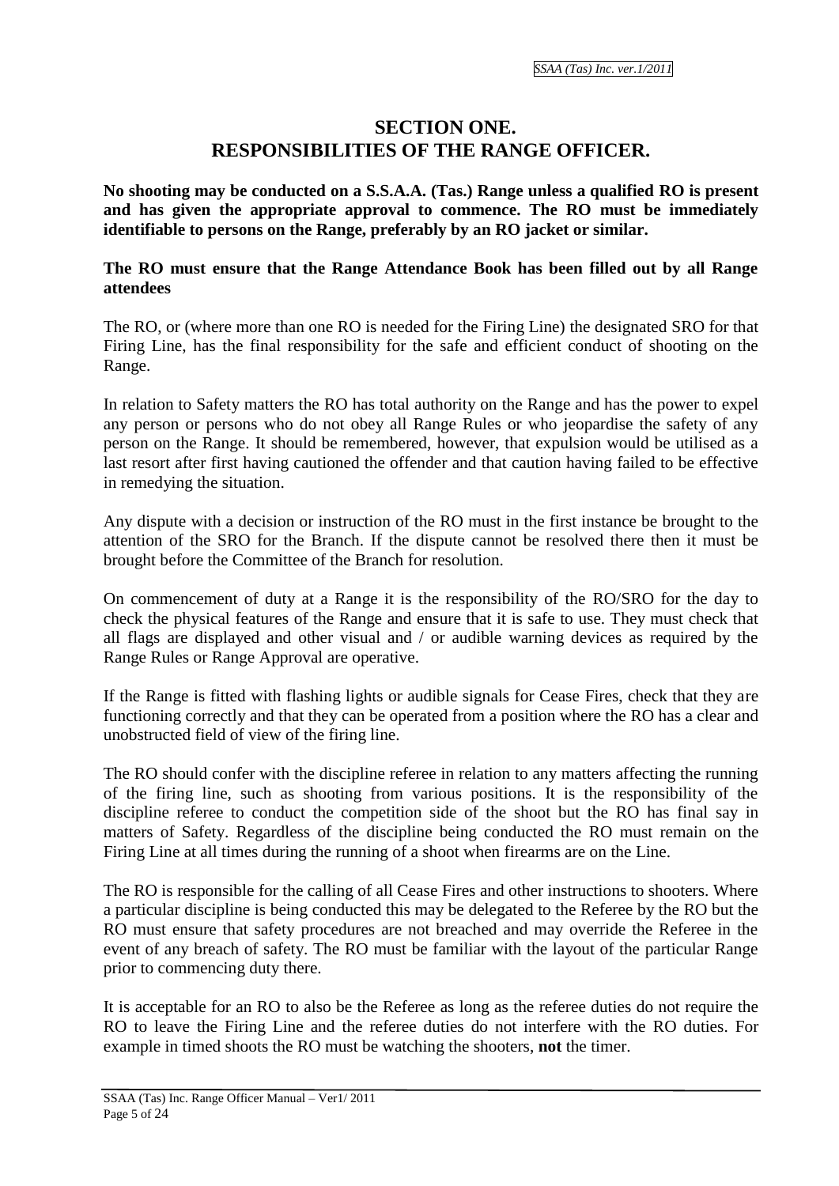# SECTION ONE.
# RESPONSIBILITIES OF THE RANGE OFFICER.

**No shooting may be conducted on a S.S.A.A. (Tas.) Range unless a qualified RO is present and has given the appropriate approval to commence. The RO must be immediately identifiable to persons on the Range, preferably by an RO jacket or similar.**

**The RO must ensure that the Range Attendance Book has been filled out by all Range attendees**

The RO, or (where more than one RO is needed for the Firing Line) the designated SRO for that Firing Line, has the final responsibility for the safe and efficient conduct of shooting on the Range.

In relation to Safety matters the RO has total authority on the Range and has the power to expel any person or persons who do not obey all Range Rules or who jeopardise the safety of any person on the Range. It should be remembered, however, that expulsion would be utilised as a last resort after first having cautioned the offender and that caution having failed to be effective in remedying the situation.

Any dispute with a decision or instruction of the RO must in the first instance be brought to the attention of the SRO for the Branch. If the dispute cannot be resolved there then it must be brought before the Committee of the Branch for resolution.

On commencement of duty at a Range it is the responsibility of the RO/SRO for the day to check the physical features of the Range and ensure that it is safe to use. They must check that all flags are displayed and other visual and / or audible warning devices as required by the Range Rules or Range Approval are operative.

If the Range is fitted with flashing lights or audible signals for Cease Fires, check that they are functioning correctly and that they can be operated from a position where the RO has a clear and unobstructed field of view of the firing line.

The RO should confer with the discipline referee in relation to any matters affecting the running of the firing line, such as shooting from various positions. It is the responsibility of the discipline referee to conduct the competition side of the shoot but the RO has final say in matters of Safety. Regardless of the discipline being conducted the RO must remain on the Firing Line at all times during the running of a shoot when firearms are on the Line.

The RO is responsible for the calling of all Cease Fires and other instructions to shooters. Where a particular discipline is being conducted this may be delegated to the Referee by the RO but the RO must ensure that safety procedures are not breached and may override the Referee in the event of any breach of safety. The RO must be familiar with the layout of the particular Range prior to commencing duty there.

It is acceptable for an RO to also be the Referee as long as the referee duties do not require the RO to leave the Firing Line and the referee duties do not interfere with the RO duties. For example in timed shoots the RO must be watching the shooters, **not** the timer.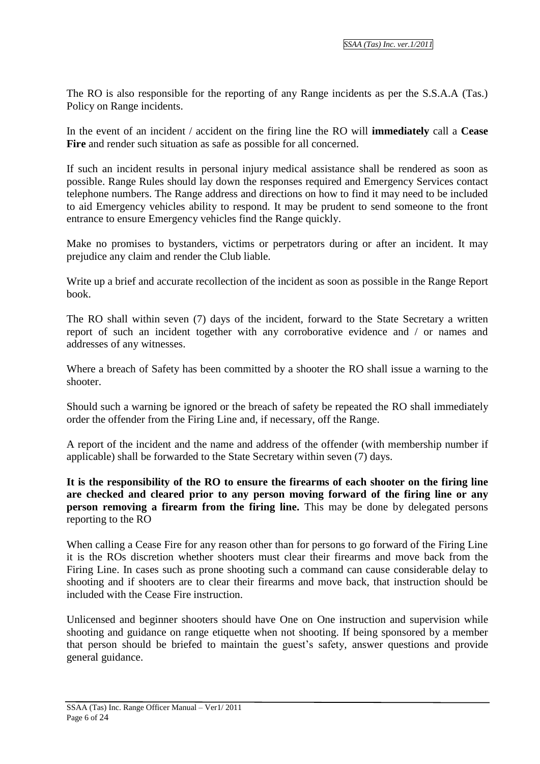The RO is also responsible for the reporting of any Range incidents as per the S.S.A.A (Tas.) Policy on Range incidents.

In the event of an incident / accident on the firing line the RO will **immediately** call a **Cease Fire** and render such situation as safe as possible for all concerned.

If such an incident results in personal injury medical assistance shall be rendered as soon as possible. Range Rules should lay down the responses required and Emergency Services contact telephone numbers. The Range address and directions on how to find it may need to be included to aid Emergency vehicles ability to respond. It may be prudent to send someone to the front entrance to ensure Emergency vehicles find the Range quickly.

Make no promises to bystanders, victims or perpetrators during or after an incident. It may prejudice any claim and render the Club liable.

Write up a brief and accurate recollection of the incident as soon as possible in the Range Report book.

The RO shall within seven (7) days of the incident, forward to the State Secretary a written report of such an incident together with any corroborative evidence and / or names and addresses of any witnesses.

Where a breach of Safety has been committed by a shooter the RO shall issue a warning to the shooter.

Should such a warning be ignored or the breach of safety be repeated the RO shall immediately order the offender from the Firing Line and, if necessary, off the Range.

A report of the incident and the name and address of the offender (with membership number if applicable) shall be forwarded to the State Secretary within seven (7) days.

**It is the responsibility of the RO to ensure the firearms of each shooter on the firing line are checked and cleared prior to any person moving forward of the firing line or any person removing a firearm from the firing line.** This may be done by delegated persons reporting to the RO

When calling a Cease Fire for any reason other than for persons to go forward of the Firing Line it is the ROs discretion whether shooters must clear their firearms and move back from the Firing Line. In cases such as prone shooting such a command can cause considerable delay to shooting and if shooters are to clear their firearms and move back, that instruction should be included with the Cease Fire instruction.

Unlicensed and beginner shooters should have One on One instruction and supervision while shooting and guidance on range etiquette when not shooting. If being sponsored by a member that person should be briefed to maintain the guest's safety, answer questions and provide general guidance.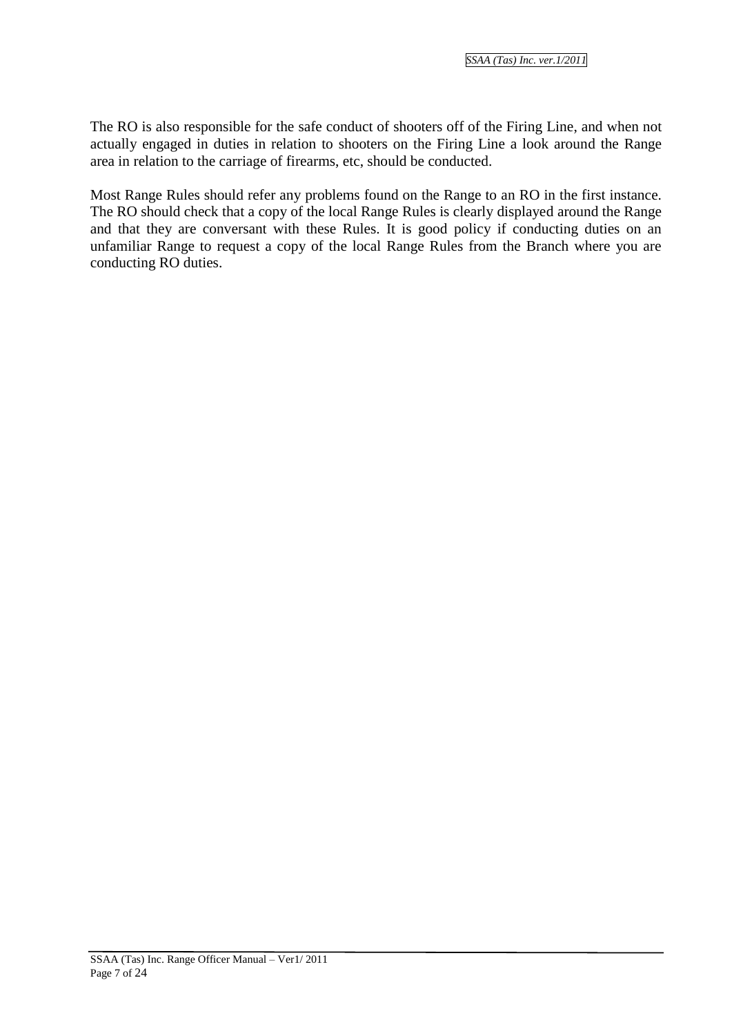The RO is also responsible for the safe conduct of shooters off of the Firing Line, and when not actually engaged in duties in relation to shooters on the Firing Line a look around the Range area in relation to the carriage of firearms, etc, should be conducted.

Most Range Rules should refer any problems found on the Range to an RO in the first instance. The RO should check that a copy of the local Range Rules is clearly displayed around the Range and that they are conversant with these Rules. It is good policy if conducting duties on an unfamiliar Range to request a copy of the local Range Rules from the Branch where you are conducting RO duties.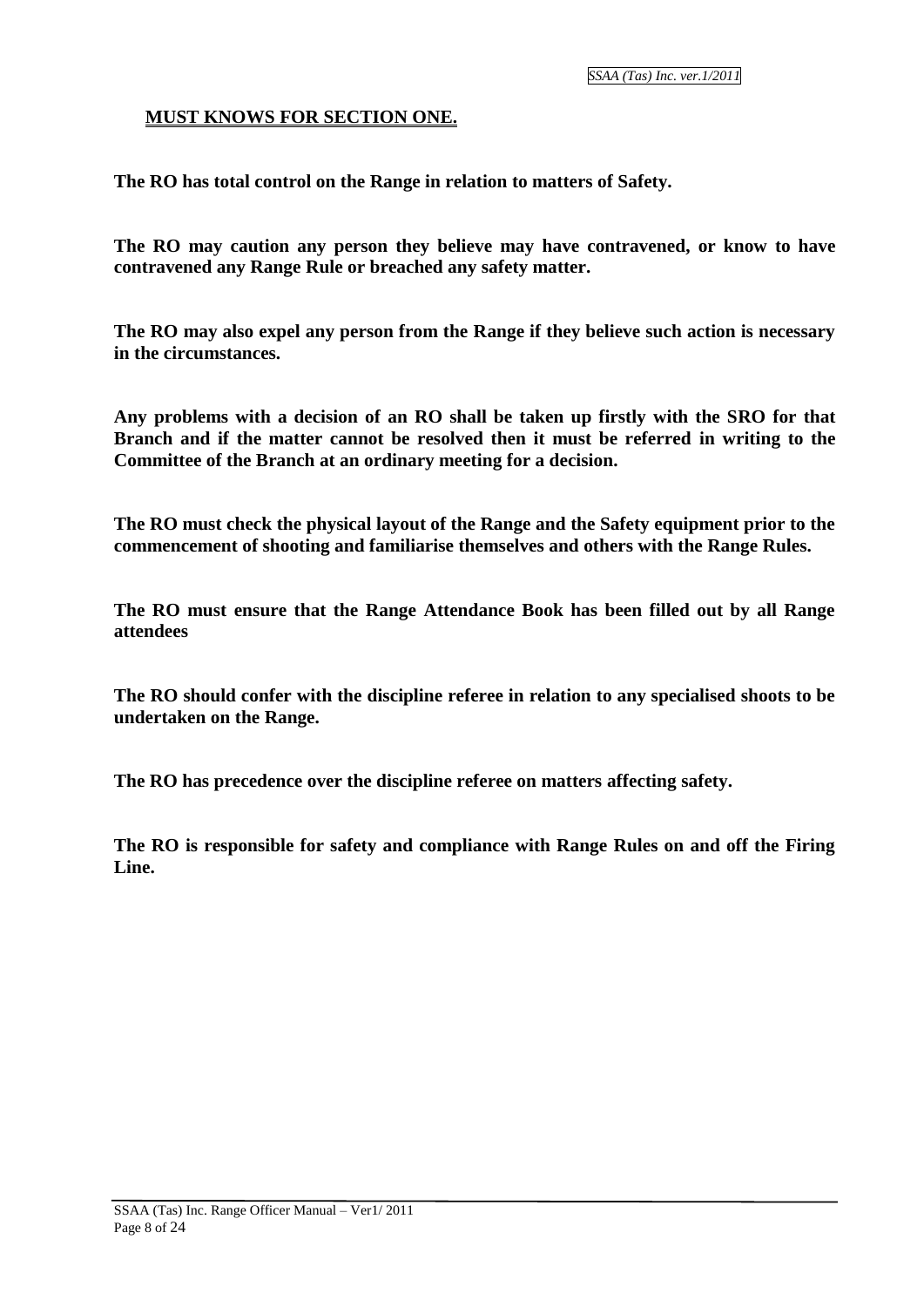## MUST KNOWS FOR SECTION ONE.

**The RO has total control on the Range in relation to matters of Safety.**

**The RO may caution any person they believe may have contravened, or know to have contravened any Range Rule or breached any safety matter.**

**The RO may also expel any person from the Range if they believe such action is necessary in the circumstances.**

**Any problems with a decision of an RO shall be taken up firstly with the SRO for that Branch and if the matter cannot be resolved then it must be referred in writing to the Committee of the Branch at an ordinary meeting for a decision.**

**The RO must check the physical layout of the Range and the Safety equipment prior to the commencement of shooting and familiarise themselves and others with the Range Rules.**

**The RO must ensure that the Range Attendance Book has been filled out by all Range attendees**

**The RO should confer with the discipline referee in relation to any specialised shoots to be undertaken on the Range.**

**The RO has precedence over the discipline referee on matters affecting safety.**

**The RO is responsible for safety and compliance with Range Rules on and off the Firing Line.**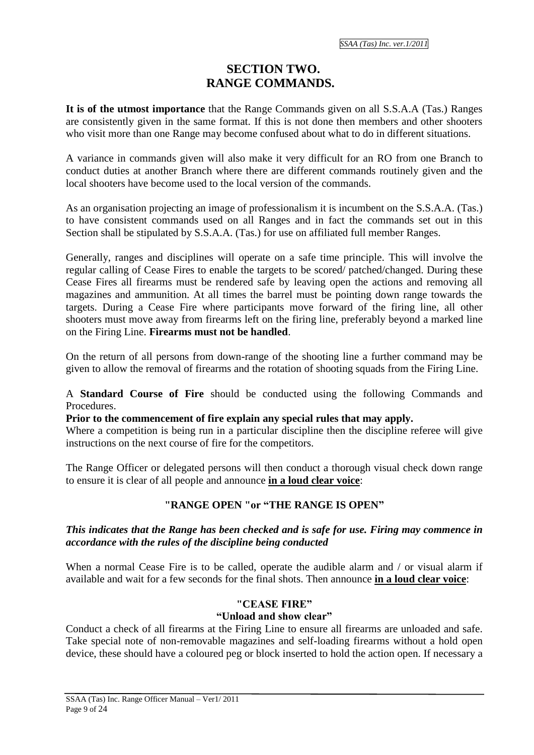# SECTION TWO.
# RANGE COMMANDS.

**It is of the utmost importance** that the Range Commands given on all S.S.A.A (Tas.) Ranges are consistently given in the same format. If this is not done then members and other shooters who visit more than one Range may become confused about what to do in different situations.

A variance in commands given will also make it very difficult for an RO from one Branch to conduct duties at another Branch where there are different commands routinely given and the local shooters have become used to the local version of the commands.

As an organisation projecting an image of professionalism it is incumbent on the S.S.A.A. (Tas.) to have consistent commands used on all Ranges and in fact the commands set out in this Section shall be stipulated by S.S.A.A. (Tas.) for use on affiliated full member Ranges.

Generally, ranges and disciplines will operate on a safe time principle. This will involve the regular calling of Cease Fires to enable the targets to be scored/ patched/changed. During these Cease Fires all firearms must be rendered safe by leaving open the actions and removing all magazines and ammunition. At all times the barrel must be pointing down range towards the targets. During a Cease Fire where participants move forward of the firing line, all other shooters must move away from firearms left on the firing line, preferably beyond a marked line on the Firing Line. **Firearms must not be handled**.

On the return of all persons from down-range of the shooting line a further command may be given to allow the removal of firearms and the rotation of shooting squads from the Firing Line.

A **Standard Course of Fire** should be conducted using the following Commands and Procedures.

**Prior to the commencement of fire explain any special rules that may apply.**

Where a competition is being run in a particular discipline then the discipline referee will give instructions on the next course of fire for the competitors.

The Range Officer or delegated persons will then conduct a thorough visual check down range to ensure it is clear of all people and announce **in a loud clear voice**:

**"RANGE OPEN "or "THE RANGE IS OPEN"**

***This indicates that the Range has been checked and is safe for use. Firing may commence in accordance with the rules of the discipline being conducted***

When a normal Cease Fire is to be called, operate the audible alarm and / or visual alarm if available and wait for a few seconds for the final shots. Then announce **in a loud clear voice**:

**"CEASE FIRE"**
**"Unload and show clear"**

Conduct a check of all firearms at the Firing Line to ensure all firearms are unloaded and safe. Take special note of non-removable magazines and self-loading firearms without a hold open device, these should have a coloured peg or block inserted to hold the action open. If necessary a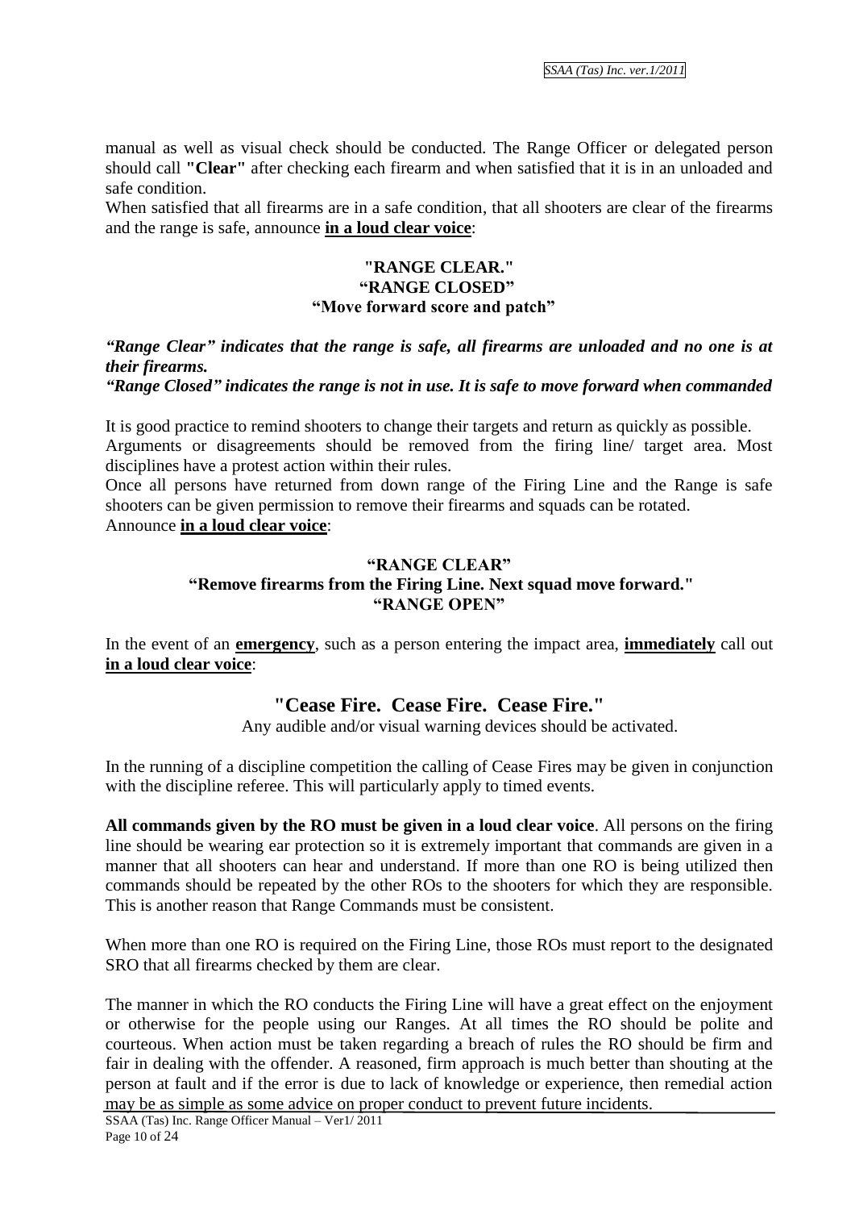manual as well as visual check should be conducted. The Range Officer or delegated person should call **"Clear"** after checking each firearm and when satisfied that it is in an unloaded and safe condition.

When satisfied that all firearms are in a safe condition, that all shooters are clear of the firearms and the range is safe, announce **in a loud clear voice**:

**"RANGE CLEAR."**
**"RANGE CLOSED"**
**"Move forward score and patch"**

***"Range Clear" indicates that the range is safe, all firearms are unloaded and no one is at their firearms.***
***"Range Closed" indicates the range is not in use. It is safe to move forward when commanded***

It is good practice to remind shooters to change their targets and return as quickly as possible.
Arguments or disagreements should be removed from the firing line/ target area. Most disciplines have a protest action within their rules.
Once all persons have returned from down range of the Firing Line and the Range is safe shooters can be given permission to remove their firearms and squads can be rotated.
Announce **in a loud clear voice**:

**"RANGE CLEAR"**
**"Remove firearms from the Firing Line. Next squad move forward."**
**"RANGE OPEN"**

In the event of an **emergency**, such as a person entering the impact area, **immediately** call out **in a loud clear voice**:

**"Cease Fire. Cease Fire. Cease Fire."**

Any audible and/or visual warning devices should be activated.

In the running of a discipline competition the calling of Cease Fires may be given in conjunction with the discipline referee. This will particularly apply to timed events.

**All commands given by the RO must be given in a loud clear voice**. All persons on the firing line should be wearing ear protection so it is extremely important that commands are given in a manner that all shooters can hear and understand. If more than one RO is being utilized then commands should be repeated by the other ROs to the shooters for which they are responsible. This is another reason that Range Commands must be consistent.

When more than one RO is required on the Firing Line, those ROs must report to the designated SRO that all firearms checked by them are clear.

The manner in which the RO conducts the Firing Line will have a great effect on the enjoyment or otherwise for the people using our Ranges. At all times the RO should be polite and courteous. When action must be taken regarding a breach of rules the RO should be firm and fair in dealing with the offender. A reasoned, firm approach is much better than shouting at the person at fault and if the error is due to lack of knowledge or experience, then remedial action may be as simple as some advice on proper conduct to prevent future incidents.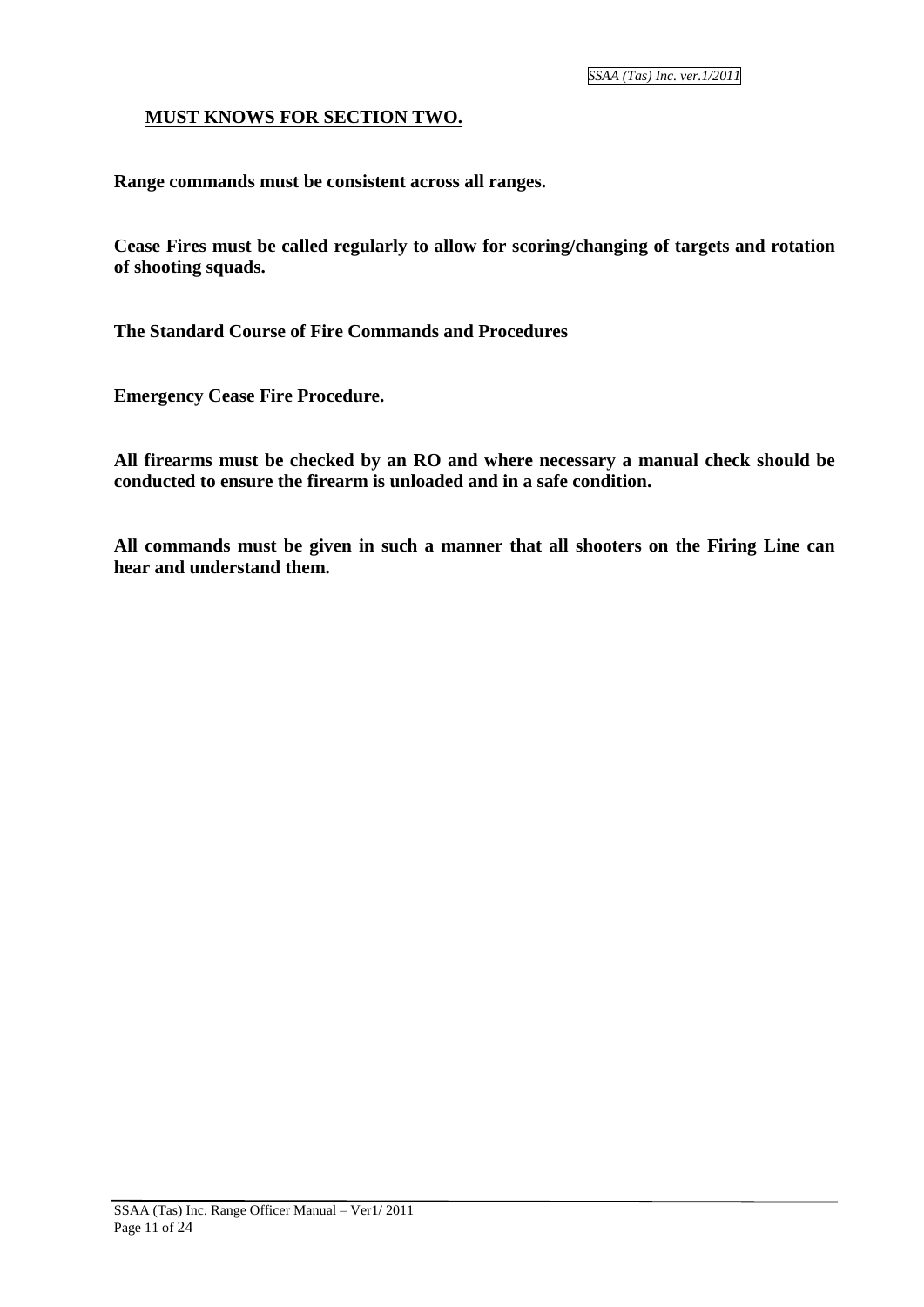## MUST KNOWS FOR SECTION TWO.

**Range commands must be consistent across all ranges.**

**Cease Fires must be called regularly to allow for scoring/changing of targets and rotation of shooting squads.**

**The Standard Course of Fire Commands and Procedures**

**Emergency Cease Fire Procedure.**

**All firearms must be checked by an RO and where necessary a manual check should be conducted to ensure the firearm is unloaded and in a safe condition.**

**All commands must be given in such a manner that all shooters on the Firing Line can hear and understand them.**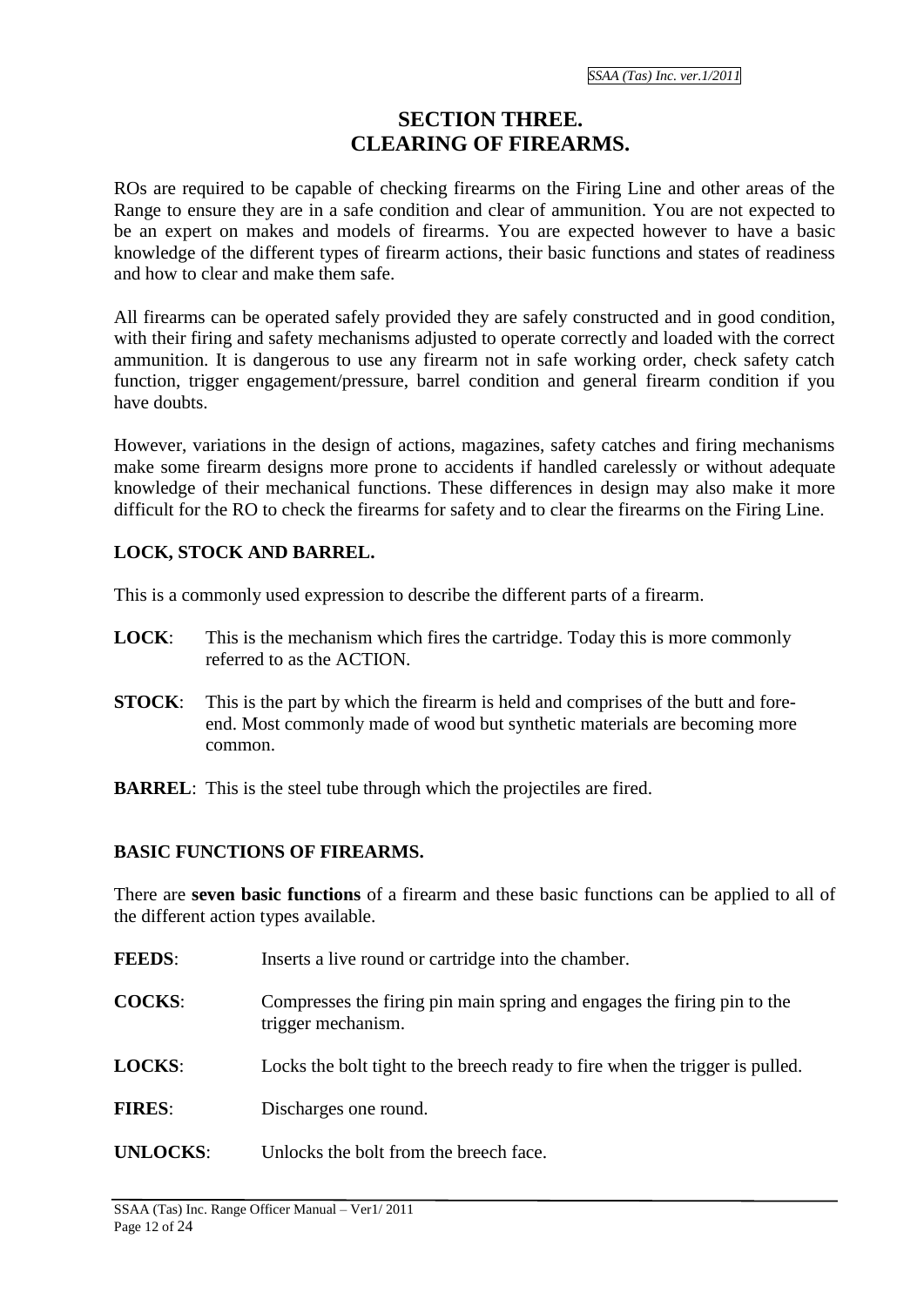# SECTION THREE. CLEARING OF FIREARMS.

ROs are required to be capable of checking firearms on the Firing Line and other areas of the Range to ensure they are in a safe condition and clear of ammunition. You are not expected to be an expert on makes and models of firearms. You are expected however to have a basic knowledge of the different types of firearm actions, their basic functions and states of readiness and how to clear and make them safe.

All firearms can be operated safely provided they are safely constructed and in good condition, with their firing and safety mechanisms adjusted to operate correctly and loaded with the correct ammunition. It is dangerous to use any firearm not in safe working order, check safety catch function, trigger engagement/pressure, barrel condition and general firearm condition if you have doubts.

However, variations in the design of actions, magazines, safety catches and firing mechanisms make some firearm designs more prone to accidents if handled carelessly or without adequate knowledge of their mechanical functions. These differences in design may also make it more difficult for the RO to check the firearms for safety and to clear the firearms on the Firing Line.

## LOCK, STOCK AND BARREL.

This is a commonly used expression to describe the different parts of a firearm.

**LOCK**: This is the mechanism which fires the cartridge. Today this is more commonly referred to as the ACTION.

**STOCK**: This is the part by which the firearm is held and comprises of the butt and fore-end. Most commonly made of wood but synthetic materials are becoming more common.

**BARREL**: This is the steel tube through which the projectiles are fired.

## BASIC FUNCTIONS OF FIREARMS.

There are **seven basic functions** of a firearm and these basic functions can be applied to all of the different action types available.

**FEEDS**: Inserts a live round or cartridge into the chamber.

**COCKS**: Compresses the firing pin main spring and engages the firing pin to the trigger mechanism.

**LOCKS**: Locks the bolt tight to the breech ready to fire when the trigger is pulled.

**FIRES**: Discharges one round.

**UNLOCKS**: Unlocks the bolt from the breech face.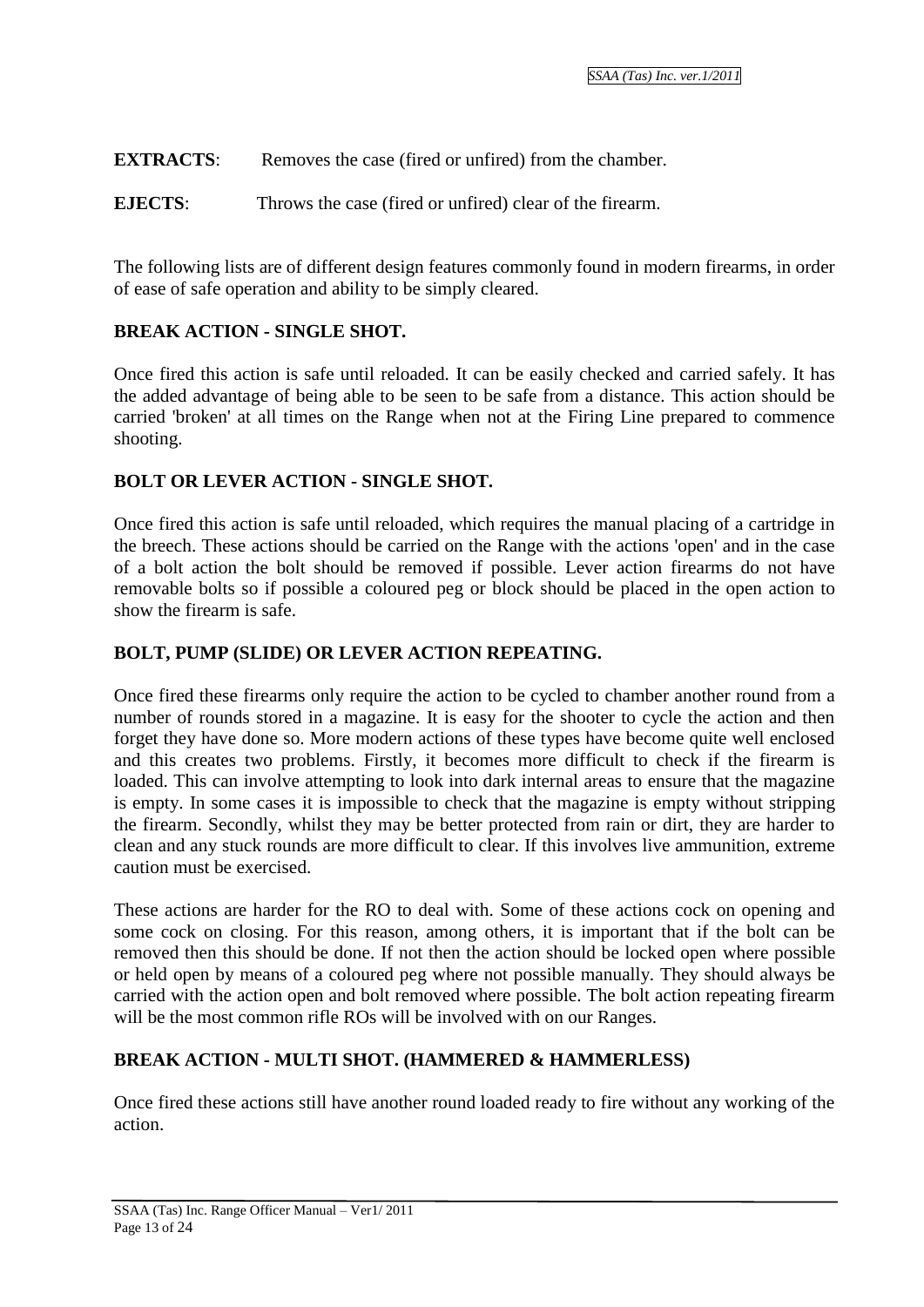**EXTRACTS**: Removes the case (fired or unfired) from the chamber.

**EJECTS**: Throws the case (fired or unfired) clear of the firearm.

The following lists are of different design features commonly found in modern firearms, in order of ease of safe operation and ability to be simply cleared.

**BREAK ACTION - SINGLE SHOT.**

Once fired this action is safe until reloaded. It can be easily checked and carried safely. It has the added advantage of being able to be seen to be safe from a distance. This action should be carried 'broken' at all times on the Range when not at the Firing Line prepared to commence shooting.

**BOLT OR LEVER ACTION - SINGLE SHOT.**

Once fired this action is safe until reloaded, which requires the manual placing of a cartridge in the breech. These actions should be carried on the Range with the actions 'open' and in the case of a bolt action the bolt should be removed if possible. Lever action firearms do not have removable bolts so if possible a coloured peg or block should be placed in the open action to show the firearm is safe.

**BOLT, PUMP (SLIDE) OR LEVER ACTION REPEATING.**

Once fired these firearms only require the action to be cycled to chamber another round from a number of rounds stored in a magazine. It is easy for the shooter to cycle the action and then forget they have done so. More modern actions of these types have become quite well enclosed and this creates two problems. Firstly, it becomes more difficult to check if the firearm is loaded. This can involve attempting to look into dark internal areas to ensure that the magazine is empty. In some cases it is impossible to check that the magazine is empty without stripping the firearm. Secondly, whilst they may be better protected from rain or dirt, they are harder to clean and any stuck rounds are more difficult to clear. If this involves live ammunition, extreme caution must be exercised.

These actions are harder for the RO to deal with. Some of these actions cock on opening and some cock on closing. For this reason, among others, it is important that if the bolt can be removed then this should be done. If not then the action should be locked open where possible or held open by means of a coloured peg where not possible manually. They should always be carried with the action open and bolt removed where possible. The bolt action repeating firearm will be the most common rifle ROs will be involved with on our Ranges.

**BREAK ACTION - MULTI SHOT. (HAMMERED & HAMMERLESS)**

Once fired these actions still have another round loaded ready to fire without any working of the action.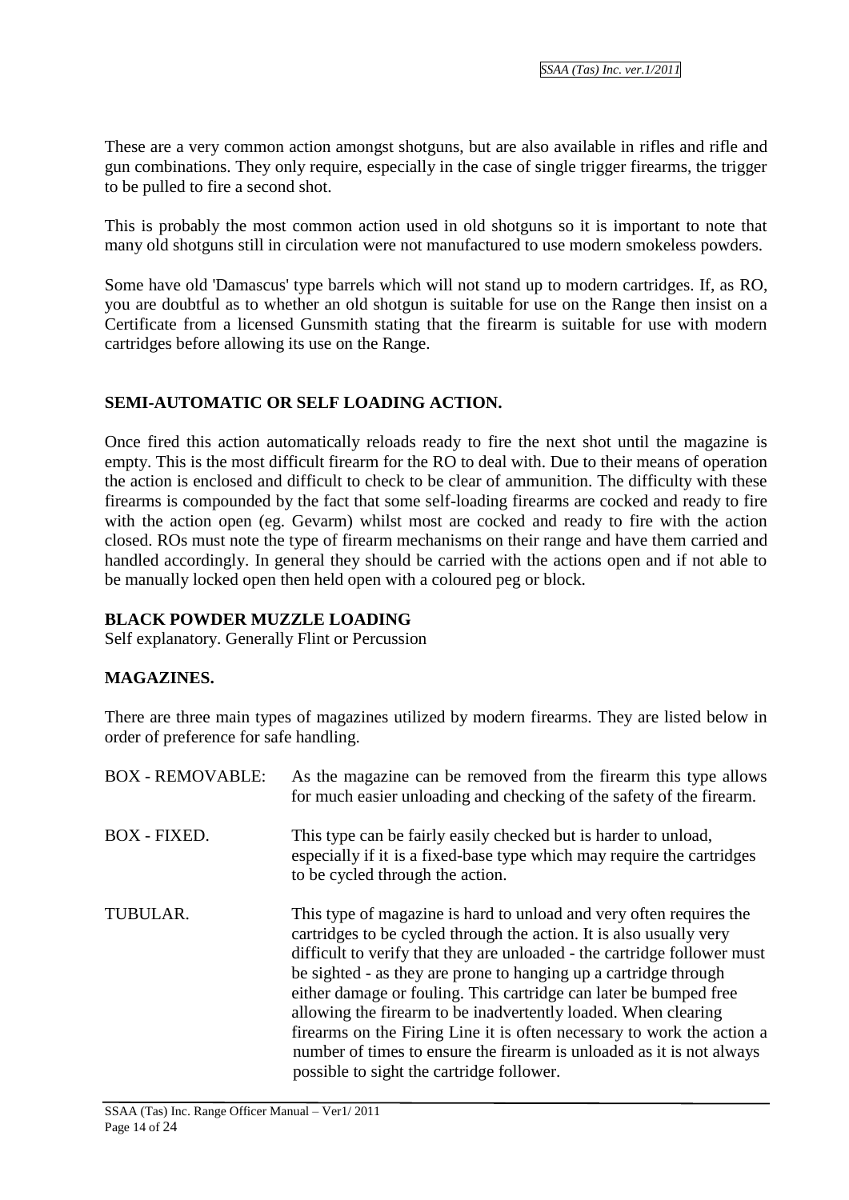These are a very common action amongst shotguns, but are also available in rifles and rifle and gun combinations. They only require, especially in the case of single trigger firearms, the trigger to be pulled to fire a second shot.

This is probably the most common action used in old shotguns so it is important to note that many old shotguns still in circulation were not manufactured to use modern smokeless powders.

Some have old 'Damascus' type barrels which will not stand up to modern cartridges. If, as RO, you are doubtful as to whether an old shotgun is suitable for use on the Range then insist on a Certificate from a licensed Gunsmith stating that the firearm is suitable for use with modern cartridges before allowing its use on the Range.

**SEMI-AUTOMATIC OR SELF LOADING ACTION.**

Once fired this action automatically reloads ready to fire the next shot until the magazine is empty. This is the most difficult firearm for the RO to deal with. Due to their means of operation the action is enclosed and difficult to check to be clear of ammunition. The difficulty with these firearms is compounded by the fact that some self-loading firearms are cocked and ready to fire with the action open (eg. Gevarm) whilst most are cocked and ready to fire with the action closed. ROs must note the type of firearm mechanisms on their range and have them carried and handled accordingly. In general they should be carried with the actions open and if not able to be manually locked open then held open with a coloured peg or block.

**BLACK POWDER MUZZLE LOADING**

Self explanatory. Generally Flint or Percussion

**MAGAZINES.**

There are three main types of magazines utilized by modern firearms. They are listed below in order of preference for safe handling.

BOX - REMOVABLE: As the magazine can be removed from the firearm this type allows for much easier unloading and checking of the safety of the firearm.

BOX - FIXED. This type can be fairly easily checked but is harder to unload, especially if it is a fixed-base type which may require the cartridges to be cycled through the action.

TUBULAR. This type of magazine is hard to unload and very often requires the cartridges to be cycled through the action. It is also usually very difficult to verify that they are unloaded - the cartridge follower must be sighted - as they are prone to hanging up a cartridge through either damage or fouling. This cartridge can later be bumped free allowing the firearm to be inadvertently loaded. When clearing firearms on the Firing Line it is often necessary to work the action a number of times to ensure the firearm is unloaded as it is not always possible to sight the cartridge follower.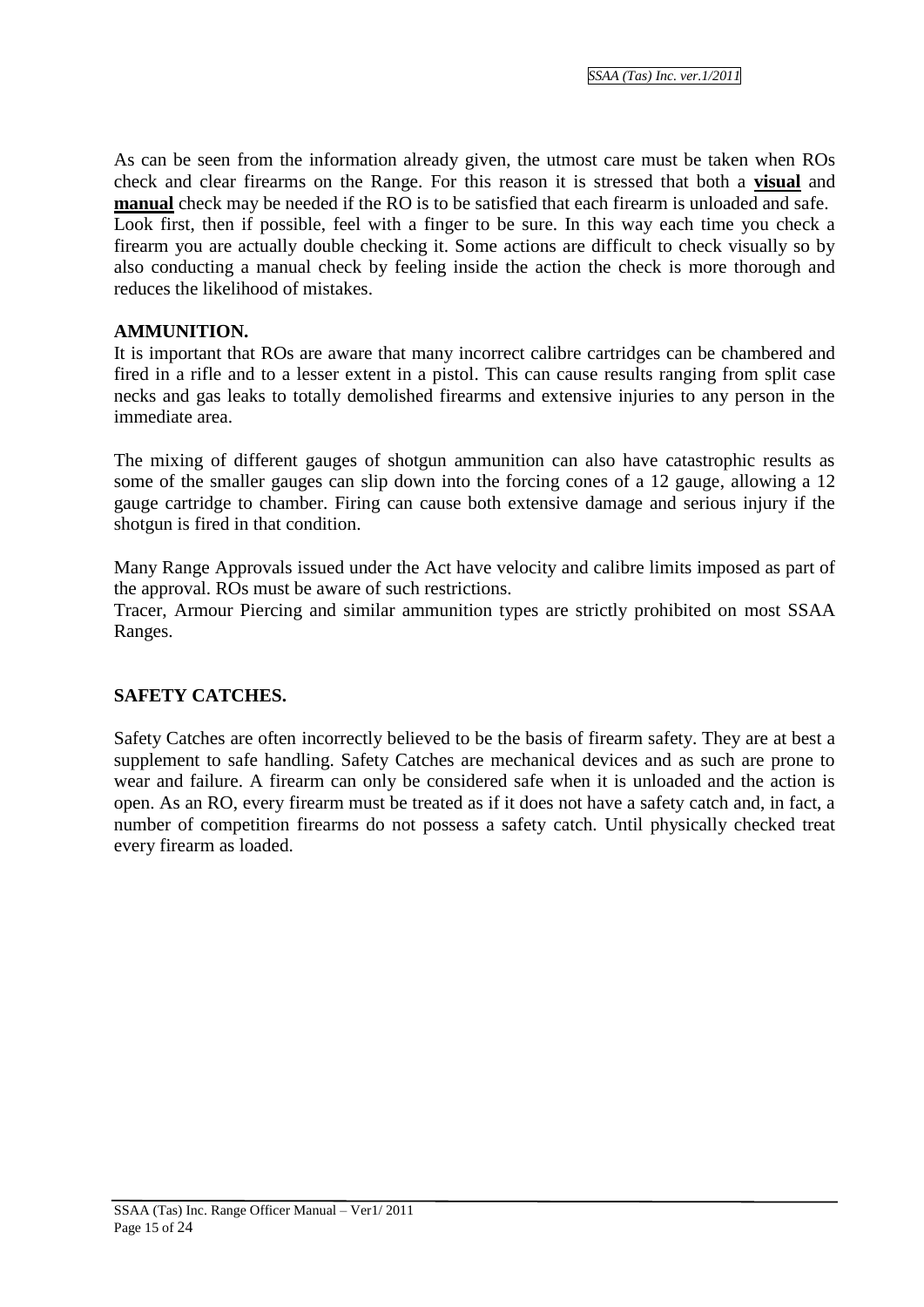As can be seen from the information already given, the utmost care must be taken when ROs check and clear firearms on the Range. For this reason it is stressed that both a **visual** and **manual** check may be needed if the RO is to be satisfied that each firearm is unloaded and safe. Look first, then if possible, feel with a finger to be sure. In this way each time you check a firearm you are actually double checking it. Some actions are difficult to check visually so by also conducting a manual check by feeling inside the action the check is more thorough and reduces the likelihood of mistakes.

## AMMUNITION.

It is important that ROs are aware that many incorrect calibre cartridges can be chambered and fired in a rifle and to a lesser extent in a pistol. This can cause results ranging from split case necks and gas leaks to totally demolished firearms and extensive injuries to any person in the immediate area.

The mixing of different gauges of shotgun ammunition can also have catastrophic results as some of the smaller gauges can slip down into the forcing cones of a 12 gauge, allowing a 12 gauge cartridge to chamber. Firing can cause both extensive damage and serious injury if the shotgun is fired in that condition.

Many Range Approvals issued under the Act have velocity and calibre limits imposed as part of the approval. ROs must be aware of such restrictions.
Tracer, Armour Piercing and similar ammunition types are strictly prohibited on most SSAA Ranges.

## SAFETY CATCHES.

Safety Catches are often incorrectly believed to be the basis of firearm safety. They are at best a supplement to safe handling. Safety Catches are mechanical devices and as such are prone to wear and failure. A firearm can only be considered safe when it is unloaded and the action is open. As an RO, every firearm must be treated as if it does not have a safety catch and, in fact, a number of competition firearms do not possess a safety catch. Until physically checked treat every firearm as loaded.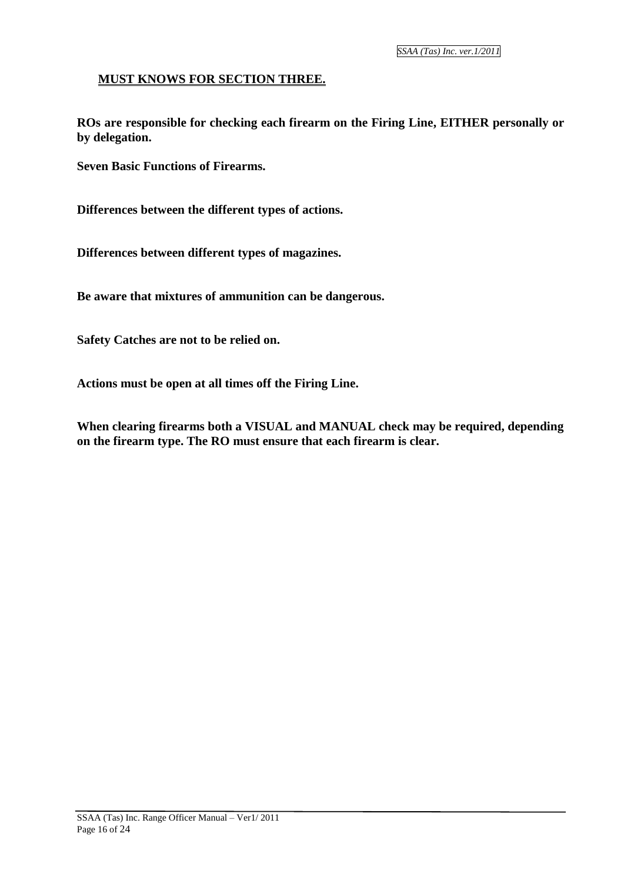## MUST KNOWS FOR SECTION THREE.

**ROs are responsible for checking each firearm on the Firing Line, EITHER personally or by delegation.**

**Seven Basic Functions of Firearms.**

**Differences between the different types of actions.**

**Differences between different types of magazines.**

**Be aware that mixtures of ammunition can be dangerous.**

**Safety Catches are not to be relied on.**

**Actions must be open at all times off the Firing Line.**

**When clearing firearms both a VISUAL and MANUAL check may be required, depending on the firearm type. The RO must ensure that each firearm is clear.**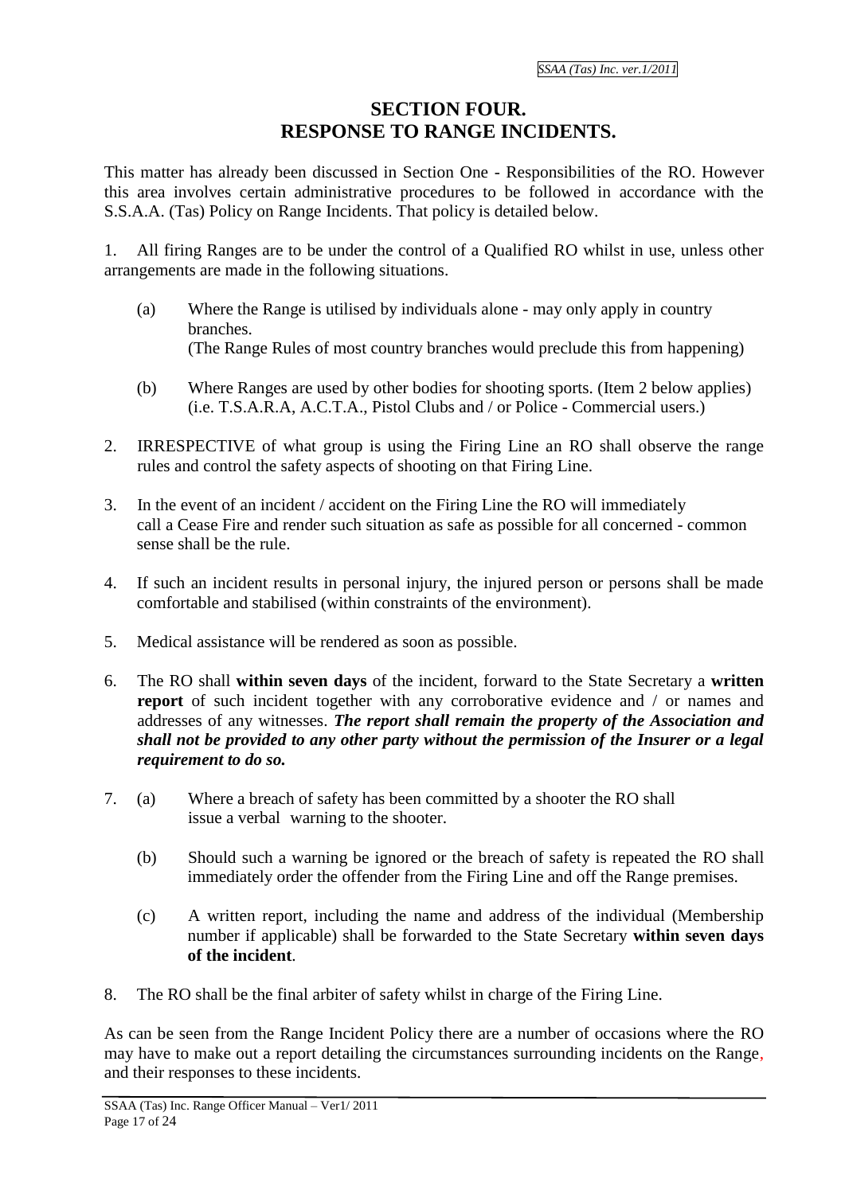# SECTION FOUR.
# RESPONSE TO RANGE INCIDENTS.

This matter has already been discussed in Section One - Responsibilities of the RO. However this area involves certain administrative procedures to be followed in accordance with the S.S.A.A. (Tas) Policy on Range Incidents. That policy is detailed below.

1. All firing Ranges are to be under the control of a Qualified RO whilst in use, unless other arrangements are made in the following situations.

   (a) Where the Range is utilised by individuals alone - may only apply in country branches.
   (The Range Rules of most country branches would preclude this from happening)

   (b) Where Ranges are used by other bodies for shooting sports. (Item 2 below applies) (i.e. T.S.A.R.A, A.C.T.A., Pistol Clubs and / or Police - Commercial users.)

2. IRRESPECTIVE of what group is using the Firing Line an RO shall observe the range rules and control the safety aspects of shooting on that Firing Line.

3. In the event of an incident / accident on the Firing Line the RO will immediately call a Cease Fire and render such situation as safe as possible for all concerned - common sense shall be the rule.

4. If such an incident results in personal injury, the injured person or persons shall be made comfortable and stabilised (within constraints of the environment).

5. Medical assistance will be rendered as soon as possible.

6. The RO shall **within seven days** of the incident, forward to the State Secretary a **written report** of such incident together with any corroborative evidence and / or names and addresses of any witnesses. ***The report shall remain the property of the Association and shall not be provided to any other party without the permission of the Insurer or a legal requirement to do so.***

7. (a) Where a breach of safety has been committed by a shooter the RO shall issue a verbal warning to the shooter.

   (b) Should such a warning be ignored or the breach of safety is repeated the RO shall immediately order the offender from the Firing Line and off the Range premises.

   (c) A written report, including the name and address of the individual (Membership number if applicable) shall be forwarded to the State Secretary **within seven days of the incident**.

8. The RO shall be the final arbiter of safety whilst in charge of the Firing Line.

As can be seen from the Range Incident Policy there are a number of occasions where the RO may have to make out a report detailing the circumstances surrounding incidents on the Range, and their responses to these incidents.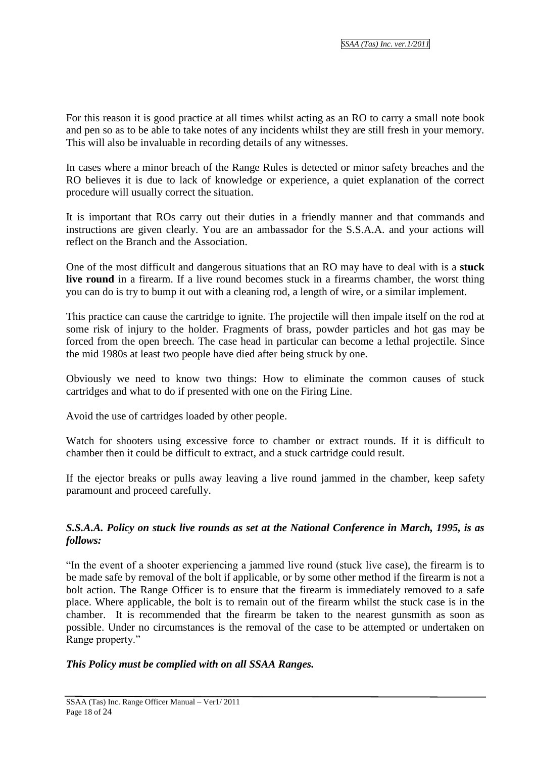For this reason it is good practice at all times whilst acting as an RO to carry a small note book and pen so as to be able to take notes of any incidents whilst they are still fresh in your memory. This will also be invaluable in recording details of any witnesses.

In cases where a minor breach of the Range Rules is detected or minor safety breaches and the RO believes it is due to lack of knowledge or experience, a quiet explanation of the correct procedure will usually correct the situation.

It is important that ROs carry out their duties in a friendly manner and that commands and instructions are given clearly. You are an ambassador for the S.S.A.A. and your actions will reflect on the Branch and the Association.

One of the most difficult and dangerous situations that an RO may have to deal with is a **stuck live round** in a firearm. If a live round becomes stuck in a firearms chamber, the worst thing you can do is try to bump it out with a cleaning rod, a length of wire, or a similar implement.

This practice can cause the cartridge to ignite. The projectile will then impale itself on the rod at some risk of injury to the holder. Fragments of brass, powder particles and hot gas may be forced from the open breech. The case head in particular can become a lethal projectile. Since the mid 1980s at least two people have died after being struck by one.

Obviously we need to know two things: How to eliminate the common causes of stuck cartridges and what to do if presented with one on the Firing Line.

Avoid the use of cartridges loaded by other people.

Watch for shooters using excessive force to chamber or extract rounds. If it is difficult to chamber then it could be difficult to extract, and a stuck cartridge could result.

If the ejector breaks or pulls away leaving a live round jammed in the chamber, keep safety paramount and proceed carefully.

***S.S.A.A. Policy on stuck live rounds as set at the National Conference in March, 1995, is as follows:***

"In the event of a shooter experiencing a jammed live round (stuck live case), the firearm is to be made safe by removal of the bolt if applicable, or by some other method if the firearm is not a bolt action. The Range Officer is to ensure that the firearm is immediately removed to a safe place. Where applicable, the bolt is to remain out of the firearm whilst the stuck case is in the chamber. It is recommended that the firearm be taken to the nearest gunsmith as soon as possible. Under no circumstances is the removal of the case to be attempted or undertaken on Range property."

***This Policy must be complied with on all SSAA Ranges.***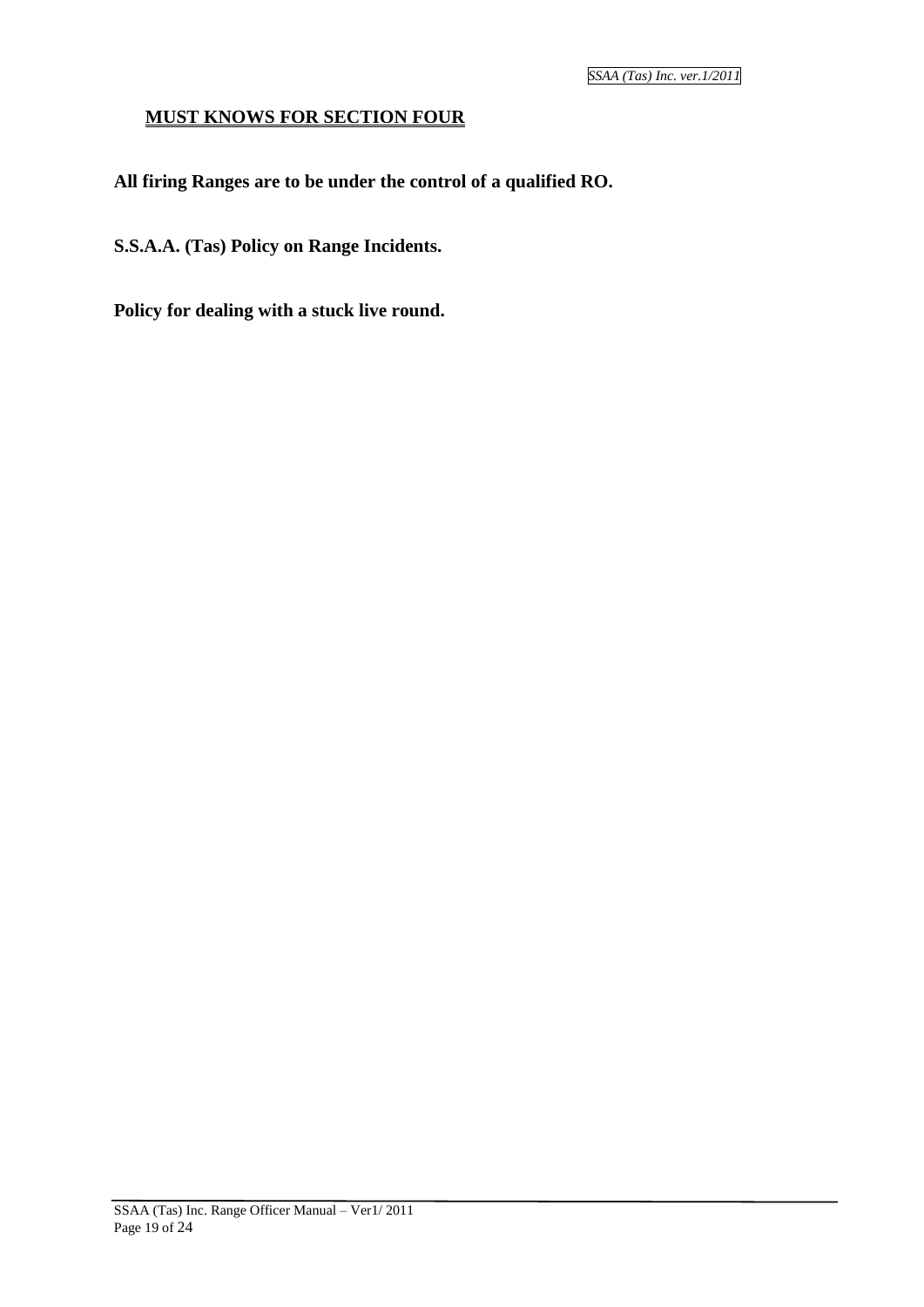## MUST KNOWS FOR SECTION FOUR

**All firing Ranges are to be under the control of a qualified RO.**

**S.S.A.A. (Tas) Policy on Range Incidents.**

**Policy for dealing with a stuck live round.**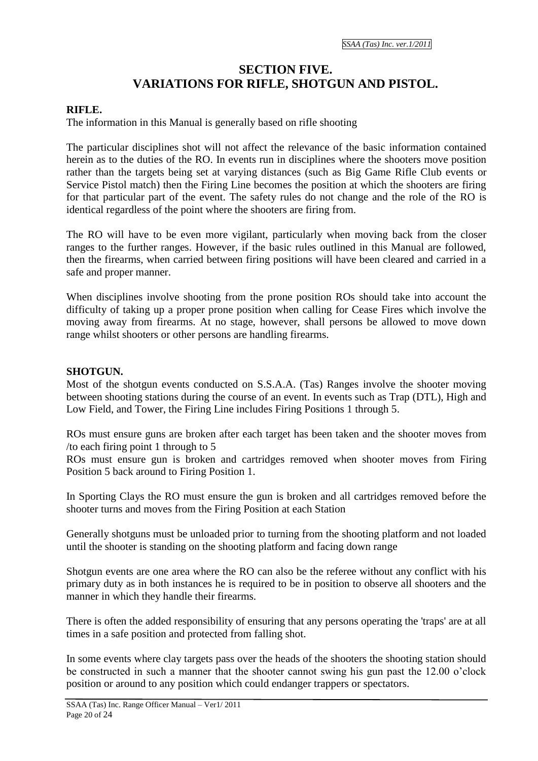# SECTION FIVE.
# VARIATIONS FOR RIFLE, SHOTGUN AND PISTOL.

**RIFLE.**

The information in this Manual is generally based on rifle shooting

The particular disciplines shot will not affect the relevance of the basic information contained herein as to the duties of the RO. In events run in disciplines where the shooters move position rather than the targets being set at varying distances (such as Big Game Rifle Club events or Service Pistol match) then the Firing Line becomes the position at which the shooters are firing for that particular part of the event. The safety rules do not change and the role of the RO is identical regardless of the point where the shooters are firing from.

The RO will have to be even more vigilant, particularly when moving back from the closer ranges to the further ranges. However, if the basic rules outlined in this Manual are followed, then the firearms, when carried between firing positions will have been cleared and carried in a safe and proper manner.

When disciplines involve shooting from the prone position ROs should take into account the difficulty of taking up a proper prone position when calling for Cease Fires which involve the moving away from firearms. At no stage, however, shall persons be allowed to move down range whilst shooters or other persons are handling firearms.

**SHOTGUN.**

Most of the shotgun events conducted on S.S.A.A. (Tas) Ranges involve the shooter moving between shooting stations during the course of an event. In events such as Trap (DTL), High and Low Field, and Tower, the Firing Line includes Firing Positions 1 through 5.

ROs must ensure guns are broken after each target has been taken and the shooter moves from /to each firing point 1 through to 5

ROs must ensure gun is broken and cartridges removed when shooter moves from Firing Position 5 back around to Firing Position 1.

In Sporting Clays the RO must ensure the gun is broken and all cartridges removed before the shooter turns and moves from the Firing Position at each Station

Generally shotguns must be unloaded prior to turning from the shooting platform and not loaded until the shooter is standing on the shooting platform and facing down range

Shotgun events are one area where the RO can also be the referee without any conflict with his primary duty as in both instances he is required to be in position to observe all shooters and the manner in which they handle their firearms.

There is often the added responsibility of ensuring that any persons operating the 'traps' are at all times in a safe position and protected from falling shot.

In some events where clay targets pass over the heads of the shooters the shooting station should be constructed in such a manner that the shooter cannot swing his gun past the 12.00 o'clock position or around to any position which could endanger trappers or spectators.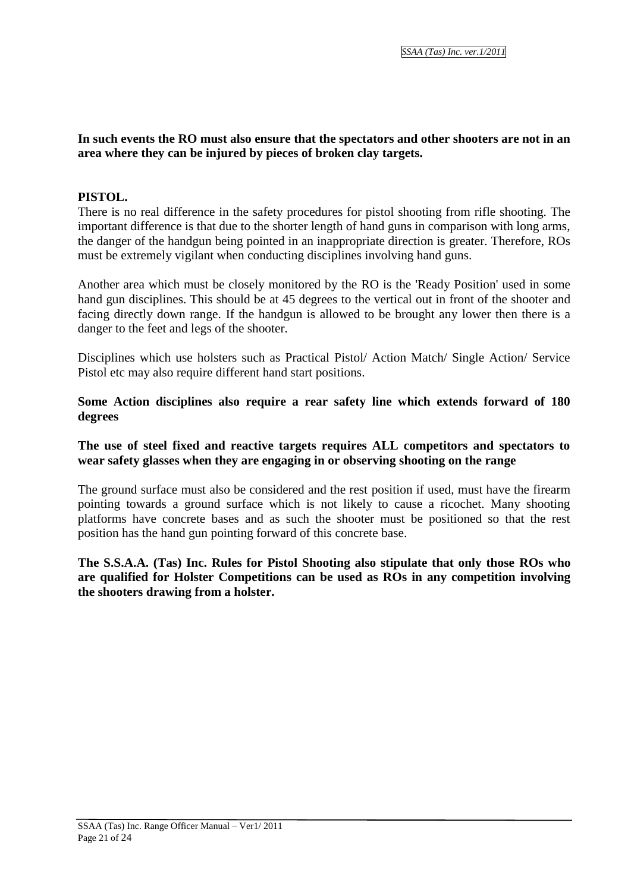**In such events the RO must also ensure that the spectators and other shooters are not in an area where they can be injured by pieces of broken clay targets.**

**PISTOL.**

There is no real difference in the safety procedures for pistol shooting from rifle shooting. The important difference is that due to the shorter length of hand guns in comparison with long arms, the danger of the handgun being pointed in an inappropriate direction is greater. Therefore, ROs must be extremely vigilant when conducting disciplines involving hand guns.

Another area which must be closely monitored by the RO is the 'Ready Position' used in some hand gun disciplines. This should be at 45 degrees to the vertical out in front of the shooter and facing directly down range. If the handgun is allowed to be brought any lower then there is a danger to the feet and legs of the shooter.

Disciplines which use holsters such as Practical Pistol/ Action Match/ Single Action/ Service Pistol etc may also require different hand start positions.

**Some Action disciplines also require a rear safety line which extends forward of 180 degrees**

**The use of steel fixed and reactive targets requires ALL competitors and spectators to wear safety glasses when they are engaging in or observing shooting on the range**

The ground surface must also be considered and the rest position if used, must have the firearm pointing towards a ground surface which is not likely to cause a ricochet. Many shooting platforms have concrete bases and as such the shooter must be positioned so that the rest position has the hand gun pointing forward of this concrete base.

**The S.S.A.A. (Tas) Inc. Rules for Pistol Shooting also stipulate that only those ROs who are qualified for Holster Competitions can be used as ROs in any competition involving the shooters drawing from a holster.**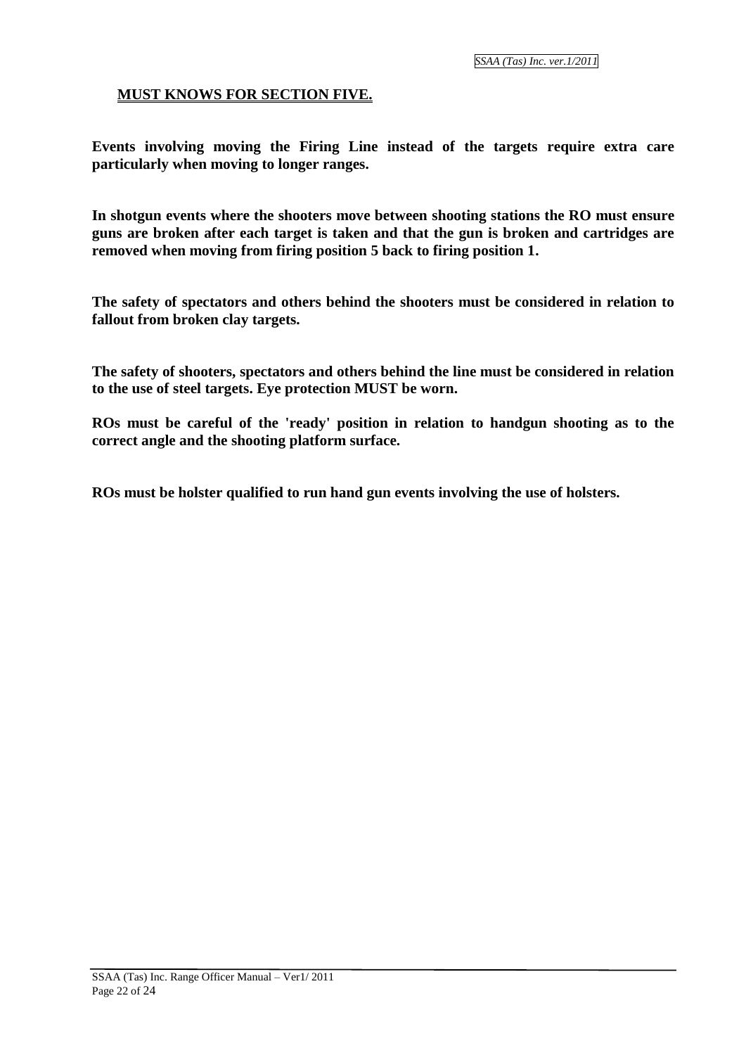## MUST KNOWS FOR SECTION FIVE.

**Events involving moving the Firing Line instead of the targets require extra care particularly when moving to longer ranges.**

**In shotgun events where the shooters move between shooting stations the RO must ensure guns are broken after each target is taken and that the gun is broken and cartridges are removed when moving from firing position 5 back to firing position 1.**

**The safety of spectators and others behind the shooters must be considered in relation to fallout from broken clay targets.**

**The safety of shooters, spectators and others behind the line must be considered in relation to the use of steel targets. Eye protection MUST be worn.**

**ROs must be careful of the 'ready' position in relation to handgun shooting as to the correct angle and the shooting platform surface.**

**ROs must be holster qualified to run hand gun events involving the use of holsters.**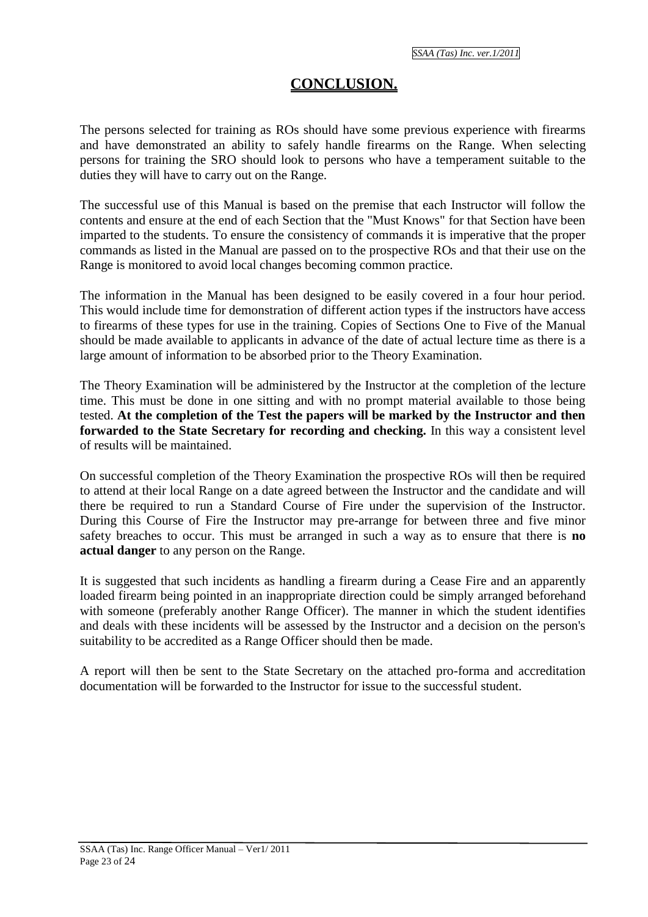# CONCLUSION.

The persons selected for training as ROs should have some previous experience with firearms and have demonstrated an ability to safely handle firearms on the Range. When selecting persons for training the SRO should look to persons who have a temperament suitable to the duties they will have to carry out on the Range.

The successful use of this Manual is based on the premise that each Instructor will follow the contents and ensure at the end of each Section that the "Must Knows" for that Section have been imparted to the students. To ensure the consistency of commands it is imperative that the proper commands as listed in the Manual are passed on to the prospective ROs and that their use on the Range is monitored to avoid local changes becoming common practice.

The information in the Manual has been designed to be easily covered in a four hour period. This would include time for demonstration of different action types if the instructors have access to firearms of these types for use in the training. Copies of Sections One to Five of the Manual should be made available to applicants in advance of the date of actual lecture time as there is a large amount of information to be absorbed prior to the Theory Examination.

The Theory Examination will be administered by the Instructor at the completion of the lecture time. This must be done in one sitting and with no prompt material available to those being tested. **At the completion of the Test the papers will be marked by the Instructor and then forwarded to the State Secretary for recording and checking.** In this way a consistent level of results will be maintained.

On successful completion of the Theory Examination the prospective ROs will then be required to attend at their local Range on a date agreed between the Instructor and the candidate and will there be required to run a Standard Course of Fire under the supervision of the Instructor. During this Course of Fire the Instructor may pre-arrange for between three and five minor safety breaches to occur. This must be arranged in such a way as to ensure that there is **no actual danger** to any person on the Range.

It is suggested that such incidents as handling a firearm during a Cease Fire and an apparently loaded firearm being pointed in an inappropriate direction could be simply arranged beforehand with someone (preferably another Range Officer). The manner in which the student identifies and deals with these incidents will be assessed by the Instructor and a decision on the person's suitability to be accredited as a Range Officer should then be made.

A report will then be sent to the State Secretary on the attached pro-forma and accreditation documentation will be forwarded to the Instructor for issue to the successful student.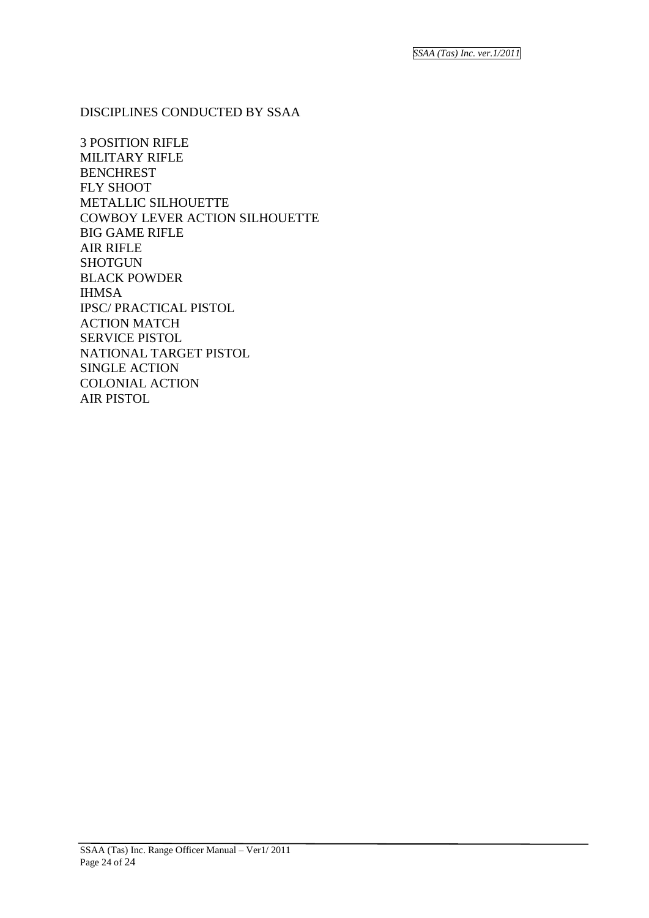## DISCIPLINES CONDUCTED BY SSAA

3 POSITION RIFLE
MILITARY RIFLE
BENCHREST
FLY SHOOT
METALLIC SILHOUETTE
COWBOY LEVER ACTION SILHOUETTE
BIG GAME RIFLE
AIR RIFLE
SHOTGUN
BLACK POWDER
IHMSA
IPSC/ PRACTICAL PISTOL
ACTION MATCH
SERVICE PISTOL
NATIONAL TARGET PISTOL
SINGLE ACTION
COLONIAL ACTION
AIR PISTOL